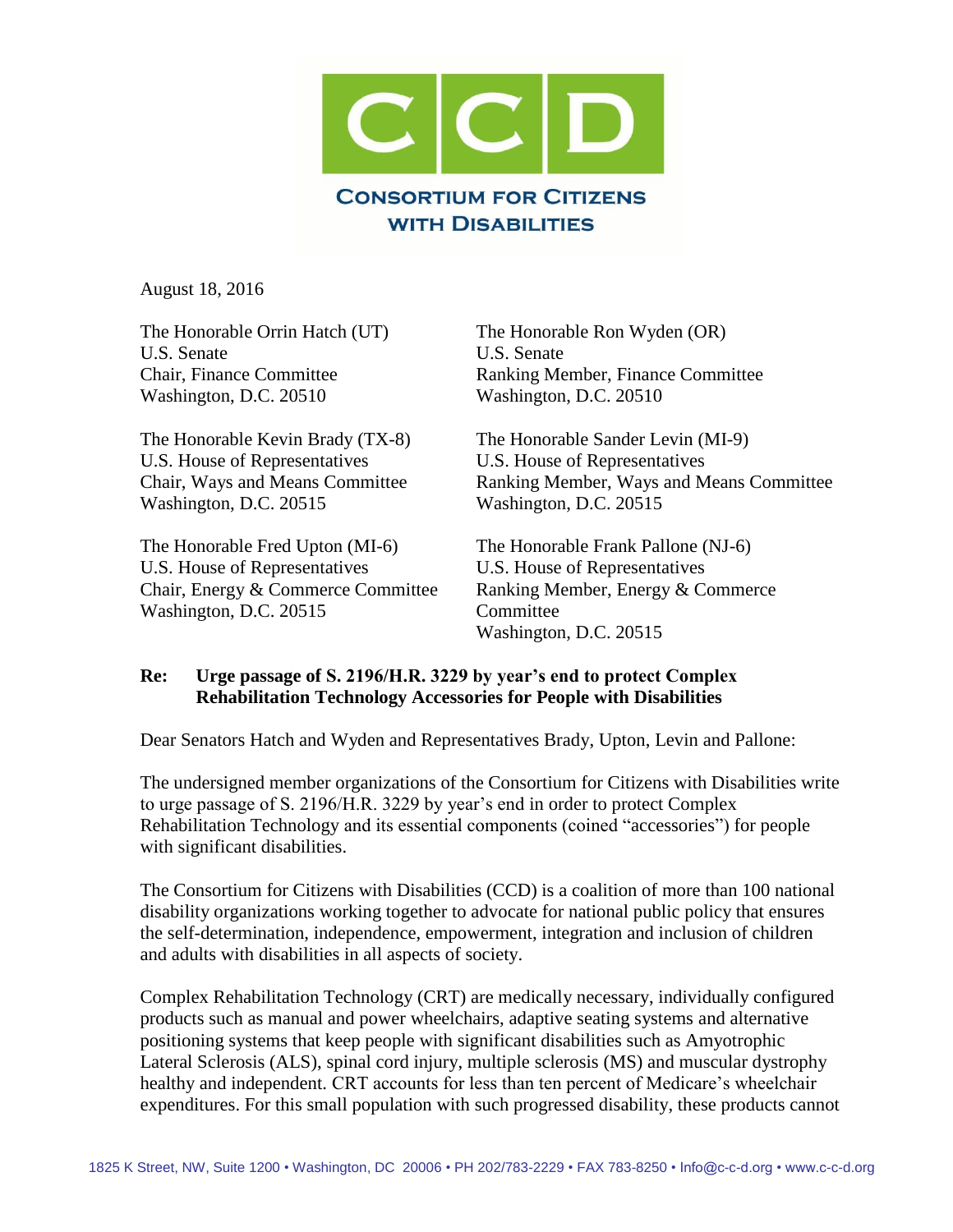# CONSORTIUM FOR CITIZENS WITH DISABILITIES

August 18, 2016

The Honorable Orrin Hatch (UT)
U.S. Senate
Chair, Finance Committee
Washington, D.C. 20510

The Honorable Ron Wyden (OR)
U.S. Senate
Ranking Member, Finance Committee
Washington, D.C. 20510

The Honorable Kevin Brady (TX-8)
U.S. House of Representatives
Chair, Ways and Means Committee
Washington, D.C. 20515

The Honorable Sander Levin (MI-9)
U.S. House of Representatives
Ranking Member, Ways and Means Committee
Washington, D.C. 20515

The Honorable Fred Upton (MI-6)
U.S. House of Representatives
Chair, Energy & Commerce Committee
Washington, D.C. 20515

The Honorable Frank Pallone (NJ-6)
U.S. House of Representatives
Ranking Member, Energy & Commerce Committee
Washington, D.C. 20515

**Re: Urge passage of S. 2196/H.R. 3229 by year's end to protect Complex Rehabilitation Technology Accessories for People with Disabilities**

Dear Senators Hatch and Wyden and Representatives Brady, Upton, Levin and Pallone:

The undersigned member organizations of the Consortium for Citizens with Disabilities write to urge passage of S. 2196/H.R. 3229 by year's end in order to protect Complex Rehabilitation Technology and its essential components (coined "accessories") for people with significant disabilities.

The Consortium for Citizens with Disabilities (CCD) is a coalition of more than 100 national disability organizations working together to advocate for national public policy that ensures the self-determination, independence, empowerment, integration and inclusion of children and adults with disabilities in all aspects of society.

Complex Rehabilitation Technology (CRT) are medically necessary, individually configured products such as manual and power wheelchairs, adaptive seating systems and alternative positioning systems that keep people with significant disabilities such as Amyotrophic Lateral Sclerosis (ALS), spinal cord injury, multiple sclerosis (MS) and muscular dystrophy healthy and independent. CRT accounts for less than ten percent of Medicare's wheelchair expenditures. For this small population with such progressed disability, these products cannot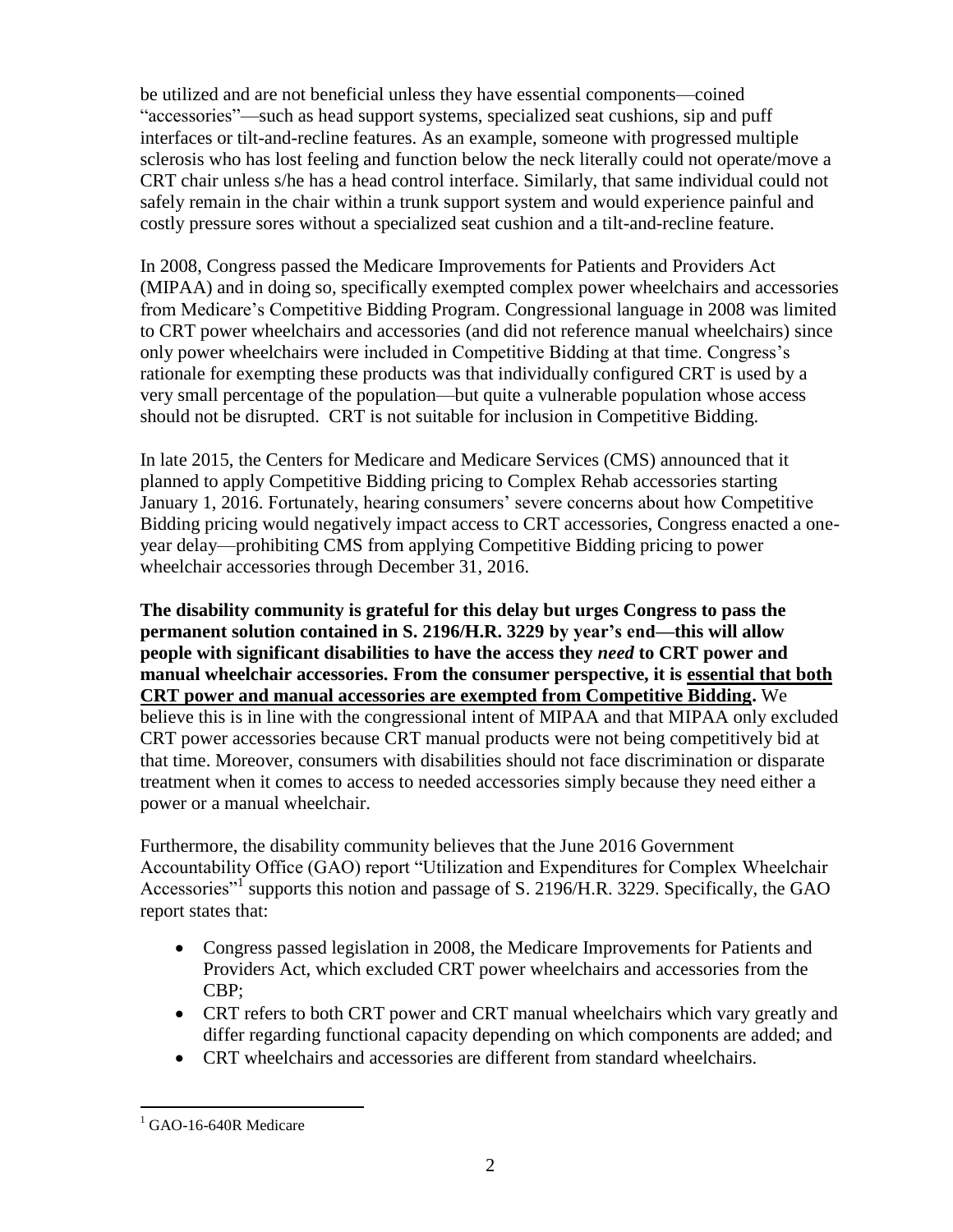be utilized and are not beneficial unless they have essential components—coined "accessories"—such as head support systems, specialized seat cushions, sip and puff interfaces or tilt-and-recline features. As an example, someone with progressed multiple sclerosis who has lost feeling and function below the neck literally could not operate/move a CRT chair unless s/he has a head control interface. Similarly, that same individual could not safely remain in the chair within a trunk support system and would experience painful and costly pressure sores without a specialized seat cushion and a tilt-and-recline feature.

In 2008, Congress passed the Medicare Improvements for Patients and Providers Act (MIPAA) and in doing so, specifically exempted complex power wheelchairs and accessories from Medicare's Competitive Bidding Program. Congressional language in 2008 was limited to CRT power wheelchairs and accessories (and did not reference manual wheelchairs) since only power wheelchairs were included in Competitive Bidding at that time. Congress's rationale for exempting these products was that individually configured CRT is used by a very small percentage of the population—but quite a vulnerable population whose access should not be disrupted. CRT is not suitable for inclusion in Competitive Bidding.

In late 2015, the Centers for Medicare and Medicare Services (CMS) announced that it planned to apply Competitive Bidding pricing to Complex Rehab accessories starting January 1, 2016. Fortunately, hearing consumers' severe concerns about how Competitive Bidding pricing would negatively impact access to CRT accessories, Congress enacted a one-year delay—prohibiting CMS from applying Competitive Bidding pricing to power wheelchair accessories through December 31, 2016.

**The disability community is grateful for this delay but urges Congress to pass the permanent solution contained in S. 2196/H.R. 3229 by year's end—this will allow people with significant disabilities to have the access they *need* to CRT power and manual wheelchair accessories. From the consumer perspective, it is <u>essential that both CRT power and manual accessories are exempted from Competitive Bidding</u>.** We believe this is in line with the congressional intent of MIPAA and that MIPAA only excluded CRT power accessories because CRT manual products were not being competitively bid at that time. Moreover, consumers with disabilities should not face discrimination or disparate treatment when it comes to access to needed accessories simply because they need either a power or a manual wheelchair.

Furthermore, the disability community believes that the June 2016 Government Accountability Office (GAO) report "Utilization and Expenditures for Complex Wheelchair Accessories"[1] supports this notion and passage of S. 2196/H.R. 3229. Specifically, the GAO report states that:

- Congress passed legislation in 2008, the Medicare Improvements for Patients and Providers Act, which excluded CRT power wheelchairs and accessories from the CBP;
- CRT refers to both CRT power and CRT manual wheelchairs which vary greatly and differ regarding functional capacity depending on which components are added; and
- CRT wheelchairs and accessories are different from standard wheelchairs.

[1] GAO-16-640R Medicare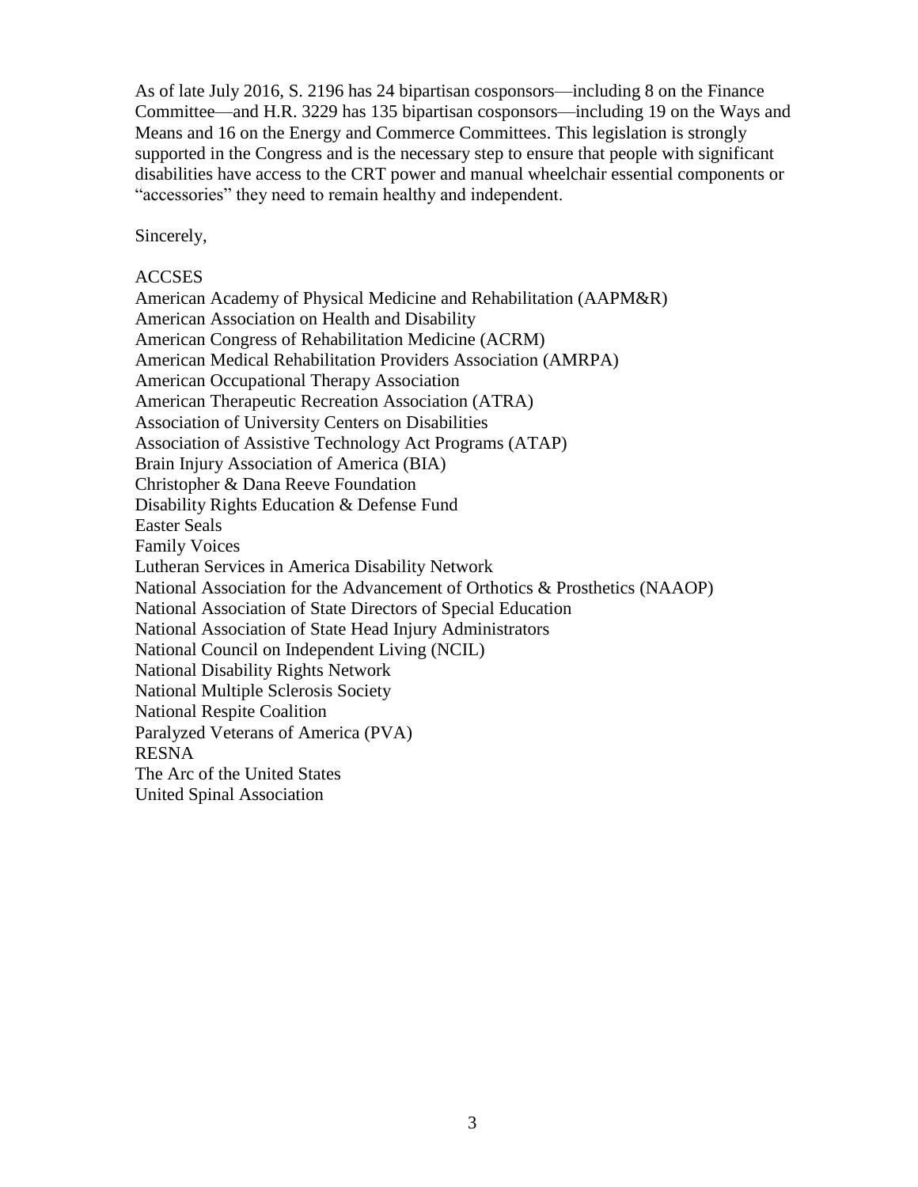As of late July 2016, S. 2196 has 24 bipartisan cosponsors—including 8 on the Finance Committee—and H.R. 3229 has 135 bipartisan cosponsors—including 19 on the Ways and Means and 16 on the Energy and Commerce Committees. This legislation is strongly supported in the Congress and is the necessary step to ensure that people with significant disabilities have access to the CRT power and manual wheelchair essential components or "accessories" they need to remain healthy and independent.

Sincerely,

ACCSES
American Academy of Physical Medicine and Rehabilitation (AAPM&R)
American Association on Health and Disability
American Congress of Rehabilitation Medicine (ACRM)
American Medical Rehabilitation Providers Association (AMRPA)
American Occupational Therapy Association
American Therapeutic Recreation Association (ATRA)
Association of University Centers on Disabilities
Association of Assistive Technology Act Programs (ATAP)
Brain Injury Association of America (BIA)
Christopher & Dana Reeve Foundation
Disability Rights Education & Defense Fund
Easter Seals
Family Voices
Lutheran Services in America Disability Network
National Association for the Advancement of Orthotics & Prosthetics (NAAOP)
National Association of State Directors of Special Education
National Association of State Head Injury Administrators
National Council on Independent Living (NCIL)
National Disability Rights Network
National Multiple Sclerosis Society
National Respite Coalition
Paralyzed Veterans of America (PVA)
RESNA
The Arc of the United States
United Spinal Association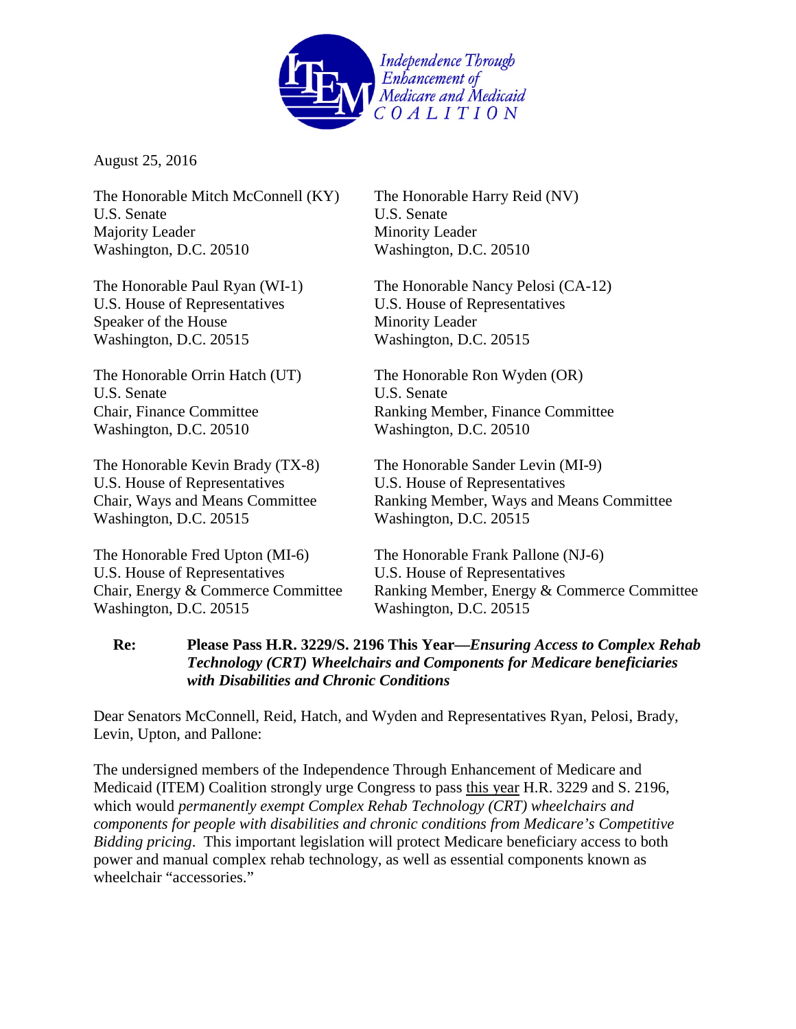**Independence Through Enhancement of Medicare and Medicaid COALITION**

August 25, 2016

The Honorable Mitch McConnell (KY)
U.S. Senate
Majority Leader
Washington, D.C. 20510

The Honorable Harry Reid (NV)
U.S. Senate
Minority Leader
Washington, D.C. 20510

The Honorable Paul Ryan (WI-1)
U.S. House of Representatives
Speaker of the House
Washington, D.C. 20515

The Honorable Nancy Pelosi (CA-12)
U.S. House of Representatives
Minority Leader
Washington, D.C. 20515

The Honorable Orrin Hatch (UT)
U.S. Senate
Chair, Finance Committee
Washington, D.C. 20510

The Honorable Ron Wyden (OR)
U.S. Senate
Ranking Member, Finance Committee
Washington, D.C. 20510

The Honorable Kevin Brady (TX-8)
U.S. House of Representatives
Chair, Ways and Means Committee
Washington, D.C. 20515

The Honorable Sander Levin (MI-9)
U.S. House of Representatives
Ranking Member, Ways and Means Committee
Washington, D.C. 20515

The Honorable Fred Upton (MI-6)
U.S. House of Representatives
Chair, Energy & Commerce Committee
Washington, D.C. 20515

The Honorable Frank Pallone (NJ-6)
U.S. House of Representatives
Ranking Member, Energy & Commerce Committee
Washington, D.C. 20515

**Re: Please Pass H.R. 3229/S. 2196 This Year—*Ensuring Access to Complex Rehab Technology (CRT) Wheelchairs and Components for Medicare beneficiaries with Disabilities and Chronic Conditions***

Dear Senators McConnell, Reid, Hatch, and Wyden and Representatives Ryan, Pelosi, Brady, Levin, Upton, and Pallone:

The undersigned members of the Independence Through Enhancement of Medicare and Medicaid (ITEM) Coalition strongly urge Congress to pass this year H.R. 3229 and S. 2196, which would *permanently exempt Complex Rehab Technology (CRT) wheelchairs and components for people with disabilities and chronic conditions from Medicare's Competitive Bidding pricing*. This important legislation will protect Medicare beneficiary access to both power and manual complex rehab technology, as well as essential components known as wheelchair "accessories."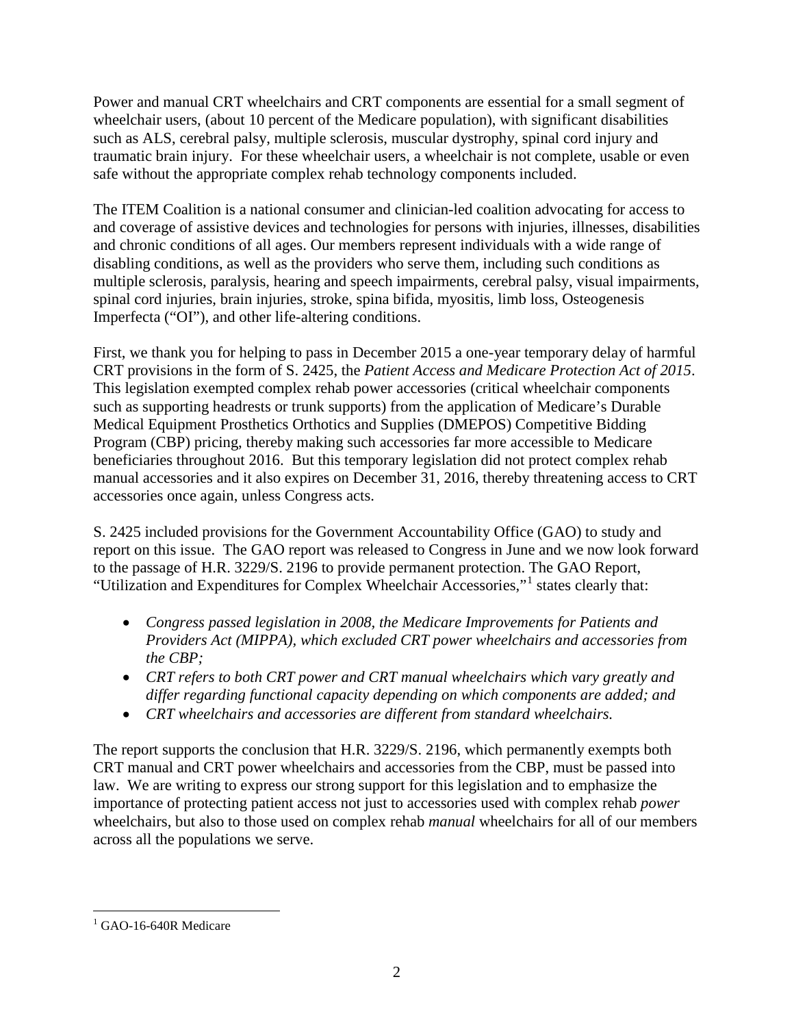Power and manual CRT wheelchairs and CRT components are essential for a small segment of wheelchair users, (about 10 percent of the Medicare population), with significant disabilities such as ALS, cerebral palsy, multiple sclerosis, muscular dystrophy, spinal cord injury and traumatic brain injury. For these wheelchair users, a wheelchair is not complete, usable or even safe without the appropriate complex rehab technology components included.

The ITEM Coalition is a national consumer and clinician-led coalition advocating for access to and coverage of assistive devices and technologies for persons with injuries, illnesses, disabilities and chronic conditions of all ages. Our members represent individuals with a wide range of disabling conditions, as well as the providers who serve them, including such conditions as multiple sclerosis, paralysis, hearing and speech impairments, cerebral palsy, visual impairments, spinal cord injuries, brain injuries, stroke, spina bifida, myositis, limb loss, Osteogenesis Imperfecta ("OI"), and other life-altering conditions.

First, we thank you for helping to pass in December 2015 a one-year temporary delay of harmful CRT provisions in the form of S. 2425, the *Patient Access and Medicare Protection Act of 2015*. This legislation exempted complex rehab power accessories (critical wheelchair components such as supporting headrests or trunk supports) from the application of Medicare's Durable Medical Equipment Prosthetics Orthotics and Supplies (DMEPOS) Competitive Bidding Program (CBP) pricing, thereby making such accessories far more accessible to Medicare beneficiaries throughout 2016. But this temporary legislation did not protect complex rehab manual accessories and it also expires on December 31, 2016, thereby threatening access to CRT accessories once again, unless Congress acts.

S. 2425 included provisions for the Government Accountability Office (GAO) to study and report on this issue. The GAO report was released to Congress in June and we now look forward to the passage of H.R. 3229/S. 2196 to provide permanent protection. The GAO Report, "Utilization and Expenditures for Complex Wheelchair Accessories,"[1] states clearly that:

- *Congress passed legislation in 2008, the Medicare Improvements for Patients and Providers Act (MIPPA), which excluded CRT power wheelchairs and accessories from the CBP;*
- *CRT refers to both CRT power and CRT manual wheelchairs which vary greatly and differ regarding functional capacity depending on which components are added; and*
- *CRT wheelchairs and accessories are different from standard wheelchairs.*

The report supports the conclusion that H.R. 3229/S. 2196, which permanently exempts both CRT manual and CRT power wheelchairs and accessories from the CBP, must be passed into law. We are writing to express our strong support for this legislation and to emphasize the importance of protecting patient access not just to accessories used with complex rehab *power* wheelchairs, but also to those used on complex rehab *manual* wheelchairs for all of our members across all the populations we serve.

[1] GAO-16-640R Medicare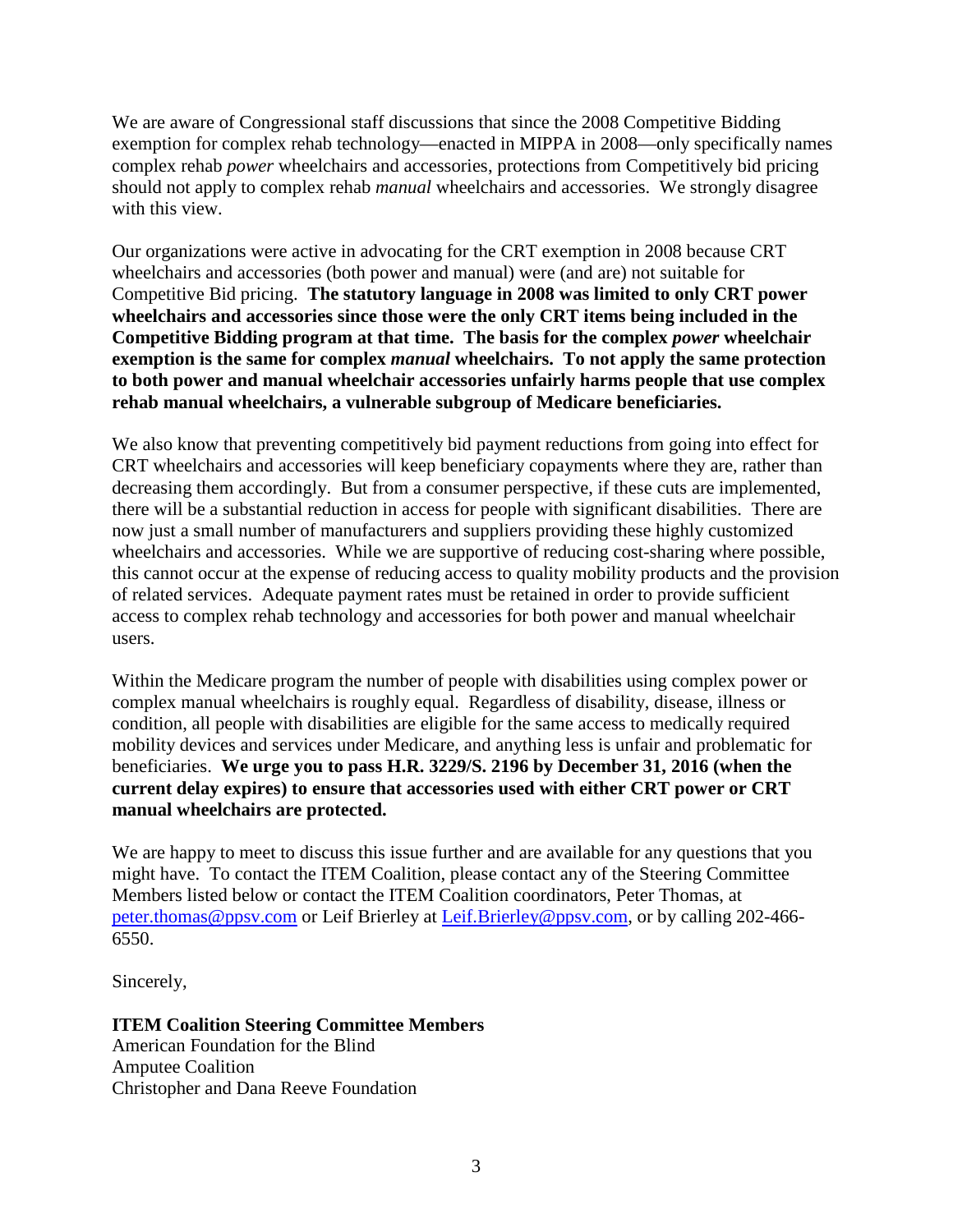We are aware of Congressional staff discussions that since the 2008 Competitive Bidding exemption for complex rehab technology—enacted in MIPPA in 2008—only specifically names complex rehab *power* wheelchairs and accessories, protections from Competitively bid pricing should not apply to complex rehab *manual* wheelchairs and accessories. We strongly disagree with this view.

Our organizations were active in advocating for the CRT exemption in 2008 because CRT wheelchairs and accessories (both power and manual) were (and are) not suitable for Competitive Bid pricing. **The statutory language in 2008 was limited to only CRT power wheelchairs and accessories since those were the only CRT items being included in the Competitive Bidding program at that time. The basis for the complex *power* wheelchair exemption is the same for complex *manual* wheelchairs. To not apply the same protection to both power and manual wheelchair accessories unfairly harms people that use complex rehab manual wheelchairs, a vulnerable subgroup of Medicare beneficiaries.**

We also know that preventing competitively bid payment reductions from going into effect for CRT wheelchairs and accessories will keep beneficiary copayments where they are, rather than decreasing them accordingly. But from a consumer perspective, if these cuts are implemented, there will be a substantial reduction in access for people with significant disabilities. There are now just a small number of manufacturers and suppliers providing these highly customized wheelchairs and accessories. While we are supportive of reducing cost-sharing where possible, this cannot occur at the expense of reducing access to quality mobility products and the provision of related services. Adequate payment rates must be retained in order to provide sufficient access to complex rehab technology and accessories for both power and manual wheelchair users.

Within the Medicare program the number of people with disabilities using complex power or complex manual wheelchairs is roughly equal. Regardless of disability, disease, illness or condition, all people with disabilities are eligible for the same access to medically required mobility devices and services under Medicare, and anything less is unfair and problematic for beneficiaries. **We urge you to pass H.R. 3229/S. 2196 by December 31, 2016 (when the current delay expires) to ensure that accessories used with either CRT power or CRT manual wheelchairs are protected.**

We are happy to meet to discuss this issue further and are available for any questions that you might have. To contact the ITEM Coalition, please contact any of the Steering Committee Members listed below or contact the ITEM Coalition coordinators, Peter Thomas, at peter.thomas@ppsv.com or Leif Brierley at Leif.Brierley@ppsv.com, or by calling 202-466-6550.

Sincerely,

**ITEM Coalition Steering Committee Members**
American Foundation for the Blind
Amputee Coalition
Christopher and Dana Reeve Foundation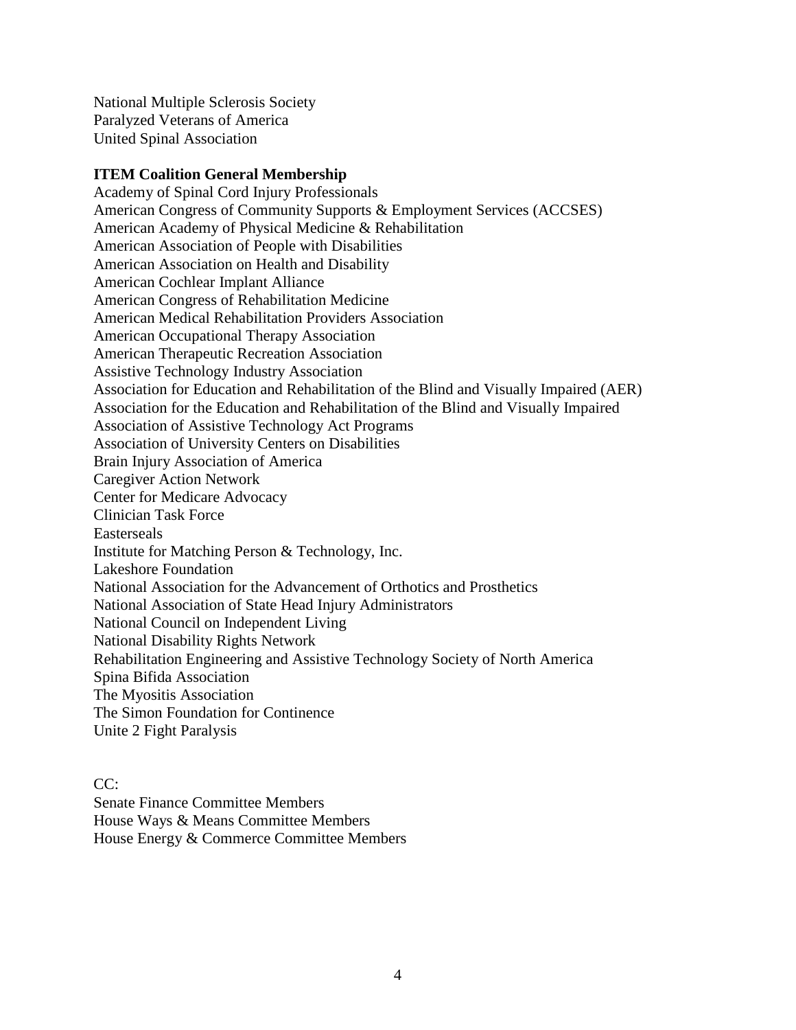National Multiple Sclerosis Society
Paralyzed Veterans of America
United Spinal Association

**ITEM Coalition General Membership**
Academy of Spinal Cord Injury Professionals
American Congress of Community Supports & Employment Services (ACCSES)
American Academy of Physical Medicine & Rehabilitation
American Association of People with Disabilities
American Association on Health and Disability
American Cochlear Implant Alliance
American Congress of Rehabilitation Medicine
American Medical Rehabilitation Providers Association
American Occupational Therapy Association
American Therapeutic Recreation Association
Assistive Technology Industry Association
Association for Education and Rehabilitation of the Blind and Visually Impaired (AER)
Association for the Education and Rehabilitation of the Blind and Visually Impaired
Association of Assistive Technology Act Programs
Association of University Centers on Disabilities
Brain Injury Association of America
Caregiver Action Network
Center for Medicare Advocacy
Clinician Task Force
Easterseals
Institute for Matching Person & Technology, Inc.
Lakeshore Foundation
National Association for the Advancement of Orthotics and Prosthetics
National Association of State Head Injury Administrators
National Council on Independent Living
National Disability Rights Network
Rehabilitation Engineering and Assistive Technology Society of North America
Spina Bifida Association
The Myositis Association
The Simon Foundation for Continence
Unite 2 Fight Paralysis

CC:
Senate Finance Committee Members
House Ways & Means Committee Members
House Energy & Commerce Committee Members